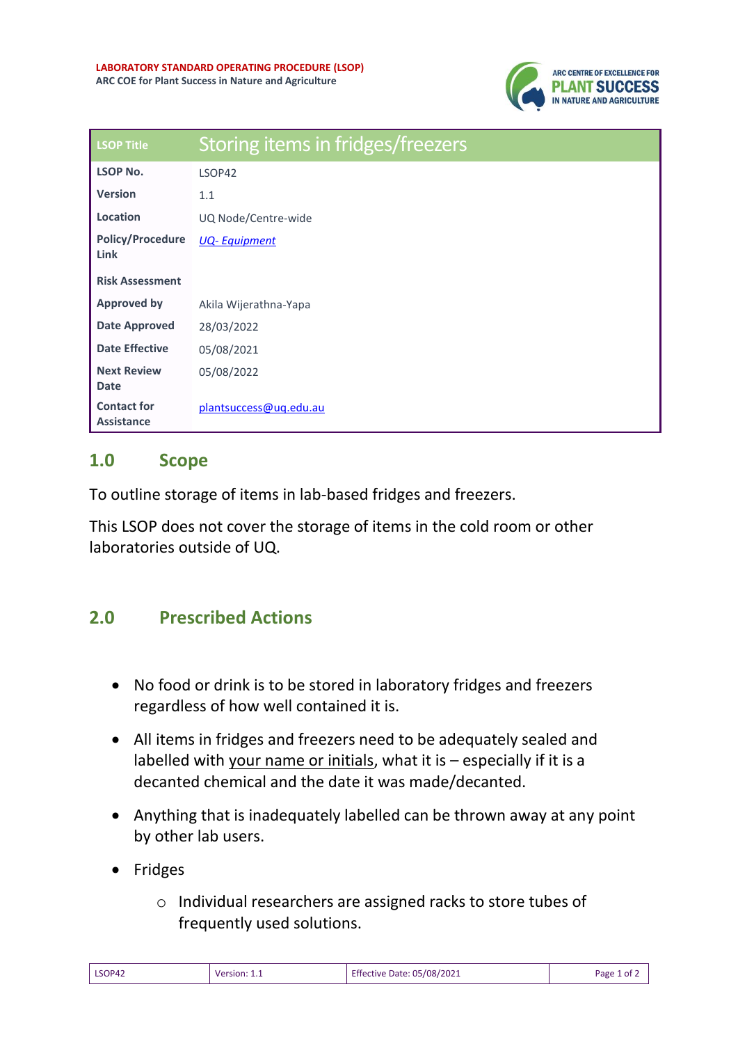**LABORATORY STANDARD OPERATING PROCEDURE (LSOP)**
**ARC COE for Plant Success in Nature and Agriculture**

| LSOP Title | Storing items in fridges/freezers |
|---|---|
| **LSOP No.** | LSOP42 |
| **Version** | 1.1 |
| **Location** | UQ Node/Centre-wide |
| **Policy/Procedure Link** | *UQ- Equipment* |
| **Risk Assessment** | |
| **Approved by** | Akila Wijerathna-Yapa |
| **Date Approved** | 28/03/2022 |
| **Date Effective** | 05/08/2021 |
| **Next Review Date** | 05/08/2022 |
| **Contact for Assistance** | plantsuccess@uq.edu.au |

## 1.0 Scope

To outline storage of items in lab-based fridges and freezers.

This LSOP does not cover the storage of items in the cold room or other laboratories outside of UQ.

## 2.0 Prescribed Actions

- No food or drink is to be stored in laboratory fridges and freezers regardless of how well contained it is.
- All items in fridges and freezers need to be adequately sealed and labelled with your name or initials, what it is – especially if it is a decanted chemical and the date it was made/decanted.
- Anything that is inadequately labelled can be thrown away at any point by other lab users.
- Fridges
  - Individual researchers are assigned racks to store tubes of frequently used solutions.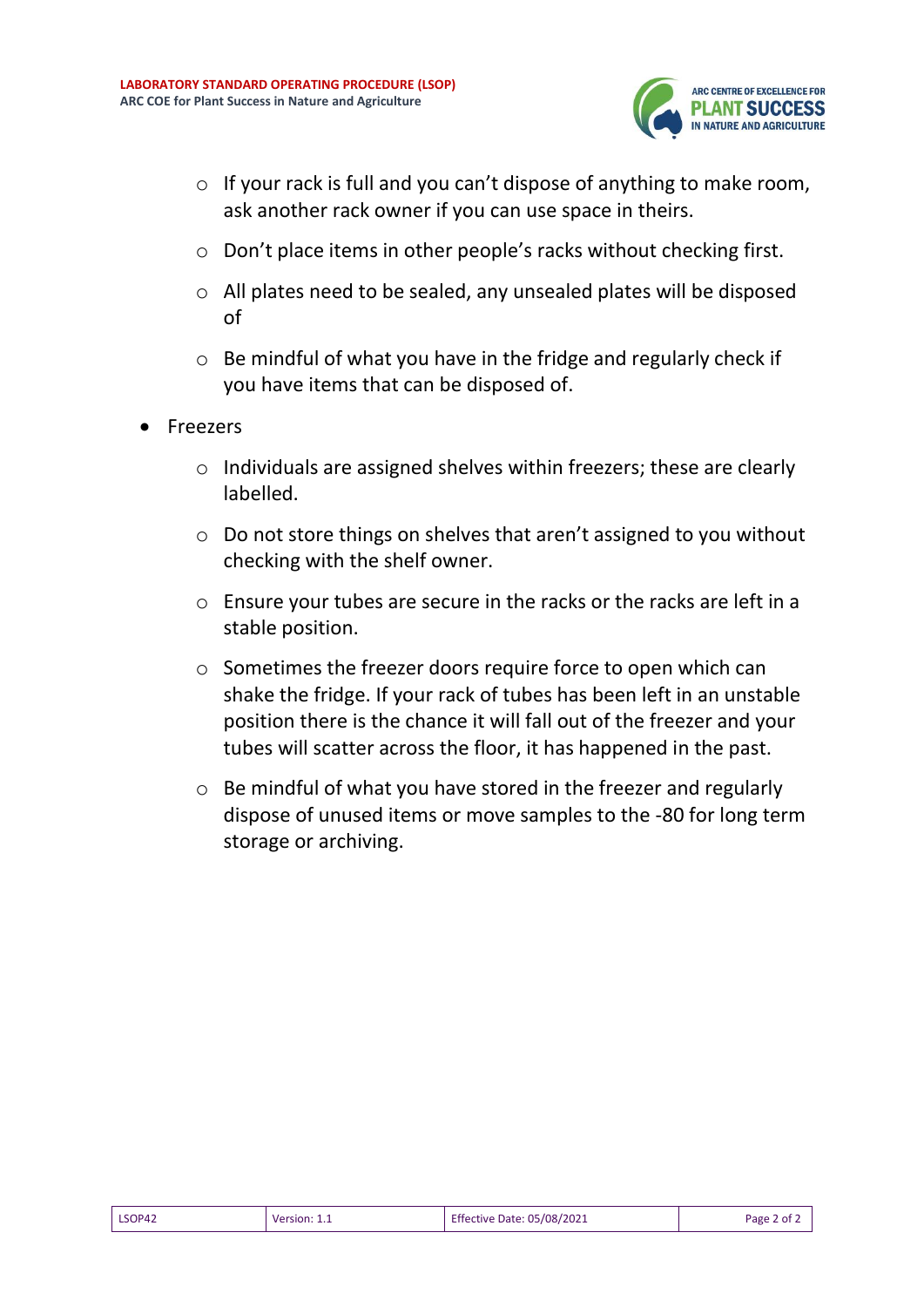- If your rack is full and you can't dispose of anything to make room, ask another rack owner if you can use space in theirs.
  - Don't place items in other people's racks without checking first.
  - All plates need to be sealed, any unsealed plates will be disposed of
  - Be mindful of what you have in the fridge and regularly check if you have items that can be disposed of.

- Freezers
  - Individuals are assigned shelves within freezers; these are clearly labelled.
  - Do not store things on shelves that aren't assigned to you without checking with the shelf owner.
  - Ensure your tubes are secure in the racks or the racks are left in a stable position.
  - Sometimes the freezer doors require force to open which can shake the fridge. If your rack of tubes has been left in an unstable position there is the chance it will fall out of the freezer and your tubes will scatter across the floor, it has happened in the past.
  - Be mindful of what you have stored in the freezer and regularly dispose of unused items or move samples to the -80 for long term storage or archiving.